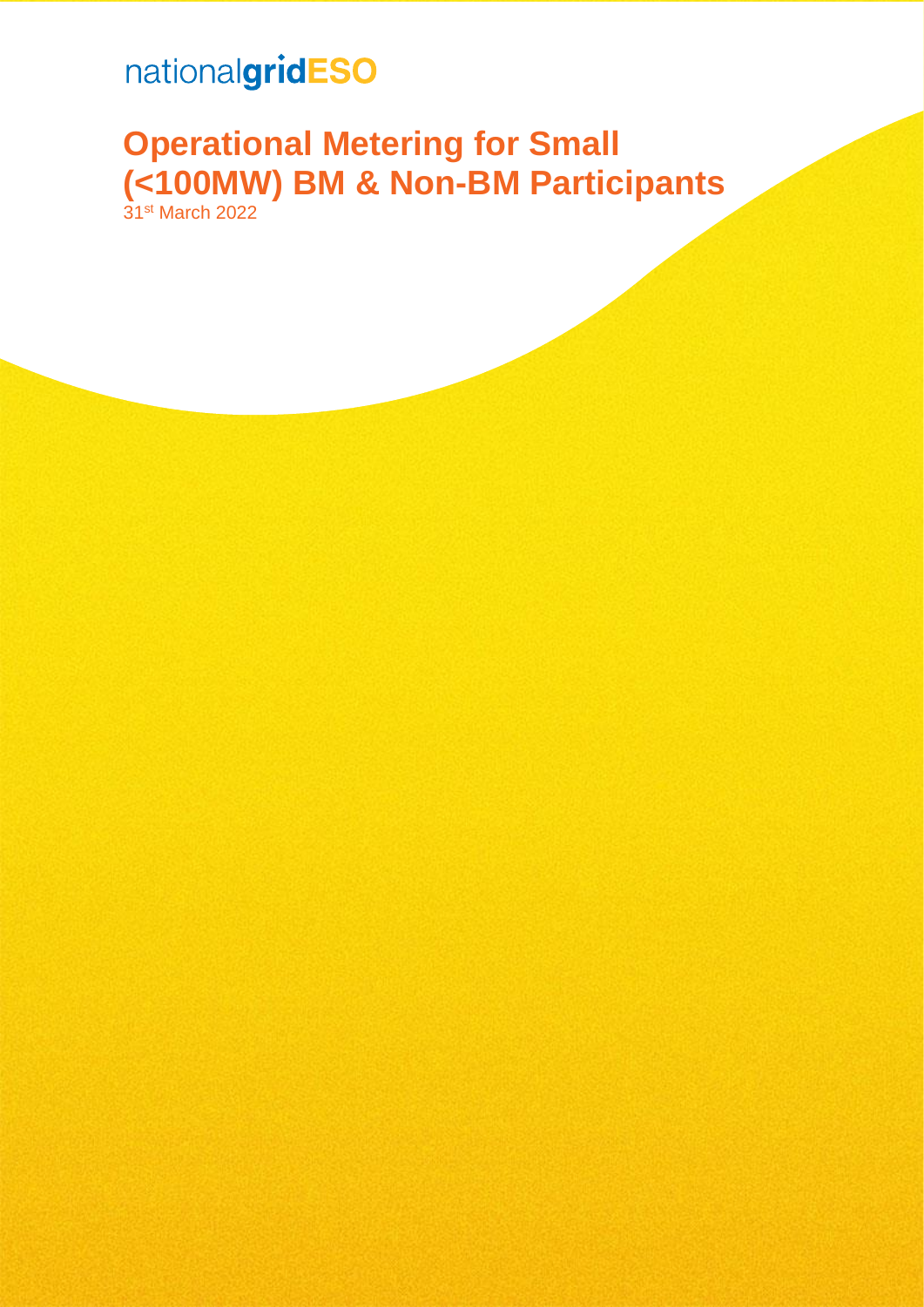nationalgridESO

# Operational Metering for Small (<100MW) BM & Non-BM Participants

31st March 2022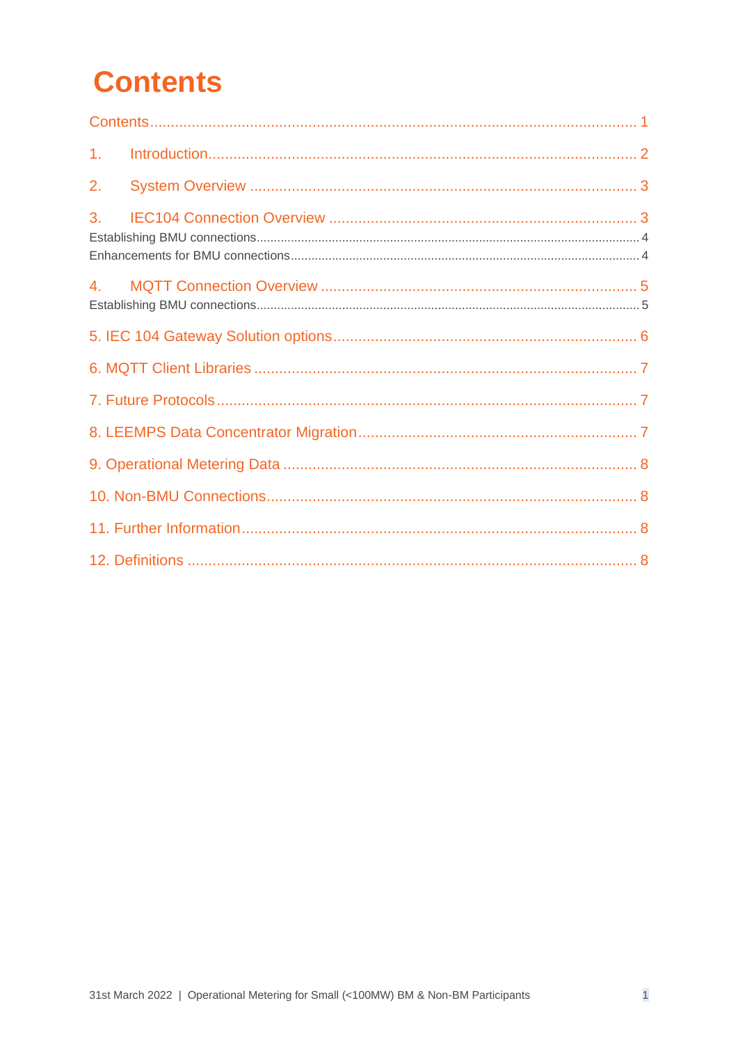# Contents

Contents ..... 1

1. Introduction ..... 2

2. System Overview ..... 3

3. IEC104 Connection Overview ..... 3

Establishing BMU connections ..... 4

Enhancements for BMU connections ..... 4

4. MQTT Connection Overview ..... 5

Establishing BMU connections ..... 5

5. IEC 104 Gateway Solution options ..... 6

6. MQTT Client Libraries ..... 7

7. Future Protocols ..... 7

8. LEEMPS Data Concentrator Migration ..... 7

9. Operational Metering Data ..... 8

10. Non-BMU Connections ..... 8

11. Further Information ..... 8

12. Definitions ..... 8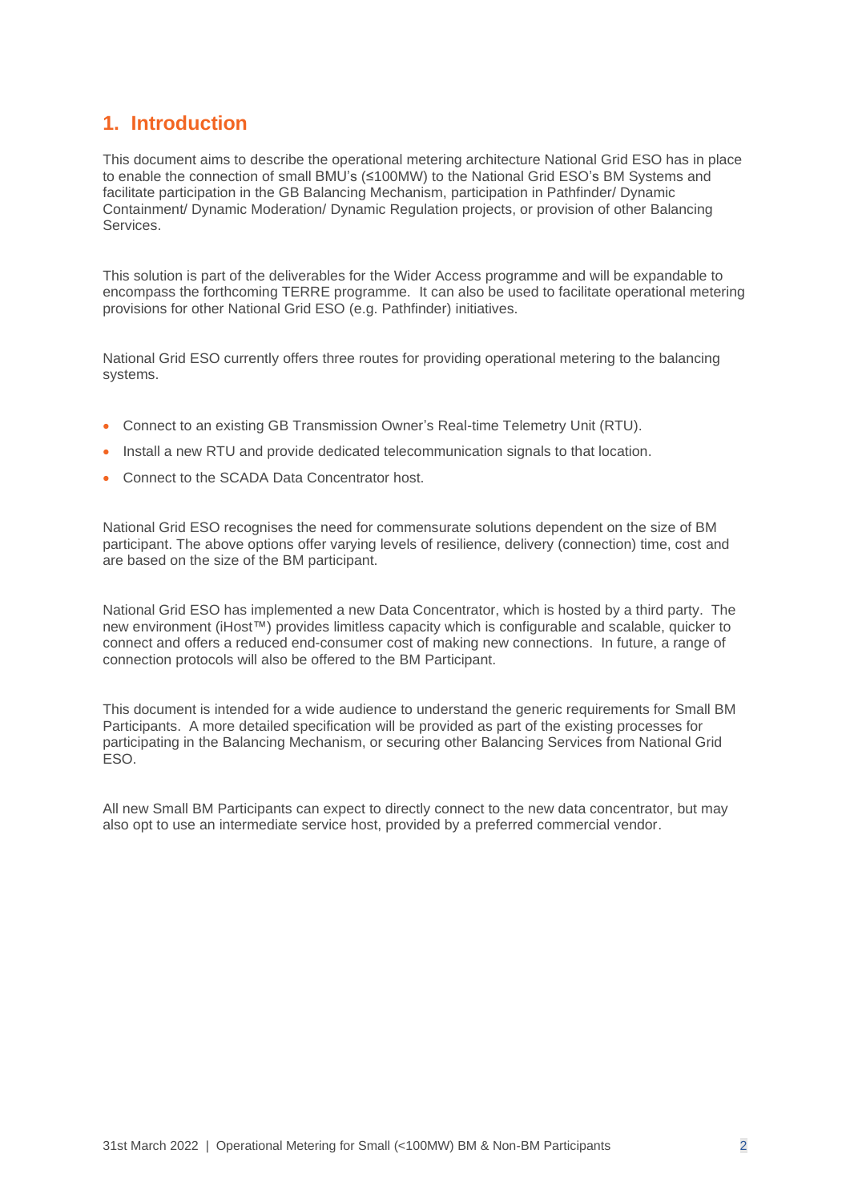## 1. Introduction

This document aims to describe the operational metering architecture National Grid ESO has in place to enable the connection of small BMU's (≤100MW) to the National Grid ESO's BM Systems and facilitate participation in the GB Balancing Mechanism, participation in Pathfinder/ Dynamic Containment/ Dynamic Moderation/ Dynamic Regulation projects, or provision of other Balancing Services.

This solution is part of the deliverables for the Wider Access programme and will be expandable to encompass the forthcoming TERRE programme. It can also be used to facilitate operational metering provisions for other National Grid ESO (e.g. Pathfinder) initiatives.

National Grid ESO currently offers three routes for providing operational metering to the balancing systems.

- Connect to an existing GB Transmission Owner's Real-time Telemetry Unit (RTU).
- Install a new RTU and provide dedicated telecommunication signals to that location.
- Connect to the SCADA Data Concentrator host.

National Grid ESO recognises the need for commensurate solutions dependent on the size of BM participant. The above options offer varying levels of resilience, delivery (connection) time, cost and are based on the size of the BM participant.

National Grid ESO has implemented a new Data Concentrator, which is hosted by a third party. The new environment (iHost™) provides limitless capacity which is configurable and scalable, quicker to connect and offers a reduced end-consumer cost of making new connections. In future, a range of connection protocols will also be offered to the BM Participant.

This document is intended for a wide audience to understand the generic requirements for Small BM Participants. A more detailed specification will be provided as part of the existing processes for participating in the Balancing Mechanism, or securing other Balancing Services from National Grid ESO.

All new Small BM Participants can expect to directly connect to the new data concentrator, but may also opt to use an intermediate service host, provided by a preferred commercial vendor.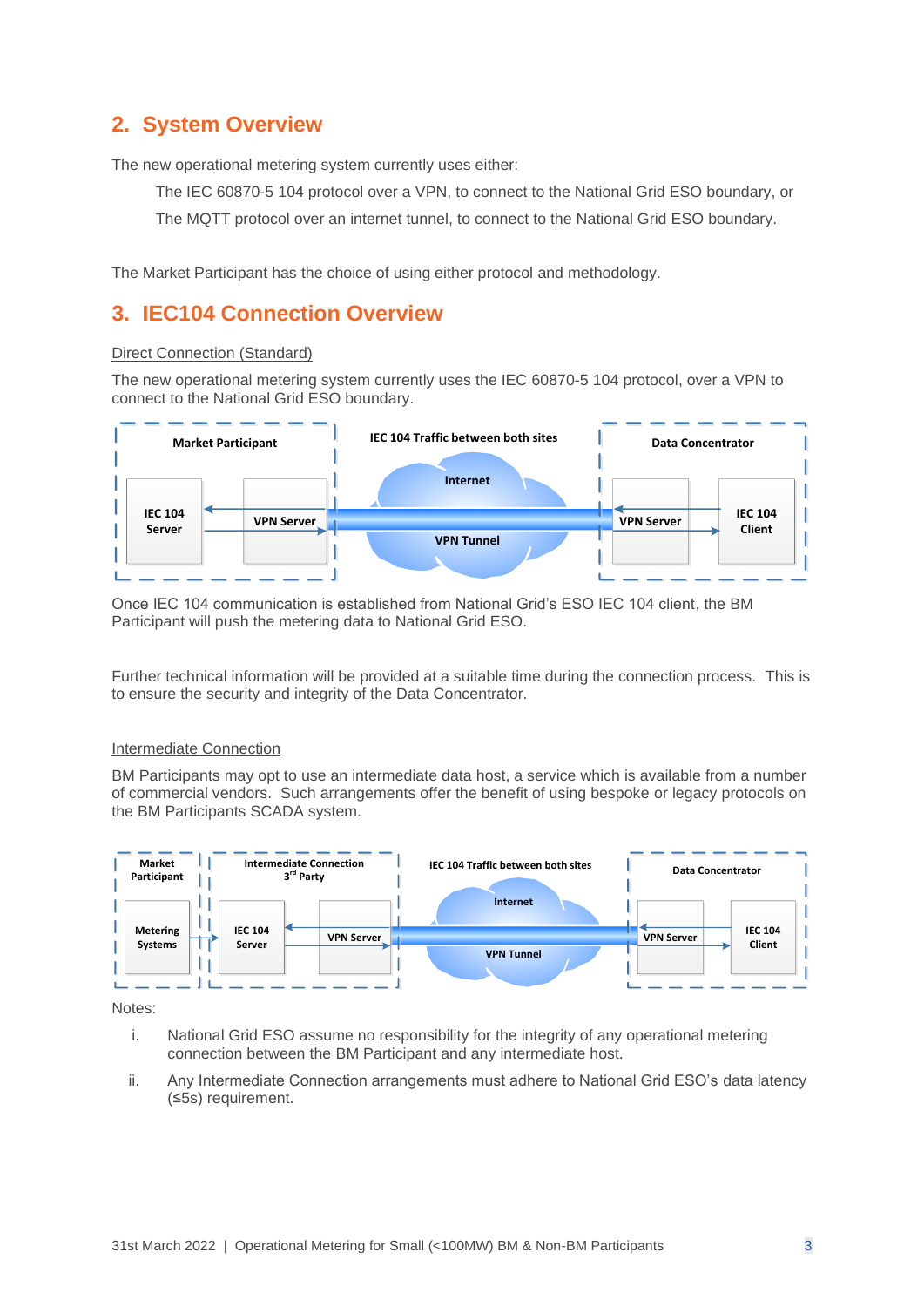## 2. System Overview

The new operational metering system currently uses either:

The IEC 60870-5 104 protocol over a VPN, to connect to the National Grid ESO boundary, or

The MQTT protocol over an internet tunnel, to connect to the National Grid ESO boundary.

The Market Participant has the choice of using either protocol and methodology.

## 3. IEC104 Connection Overview

Direct Connection (Standard)

The new operational metering system currently uses the IEC 60870-5 104 protocol, over a VPN to connect to the National Grid ESO boundary.

Once IEC 104 communication is established from National Grid's ESO IEC 104 client, the BM Participant will push the metering data to National Grid ESO.

Further technical information will be provided at a suitable time during the connection process. This is to ensure the security and integrity of the Data Concentrator.

Intermediate Connection

BM Participants may opt to use an intermediate data host, a service which is available from a number of commercial vendors. Such arrangements offer the benefit of using bespoke or legacy protocols on the BM Participants SCADA system.

Notes:

i. National Grid ESO assume no responsibility for the integrity of any operational metering connection between the BM Participant and any intermediate host.

ii. Any Intermediate Connection arrangements must adhere to National Grid ESO's data latency (≤5s) requirement.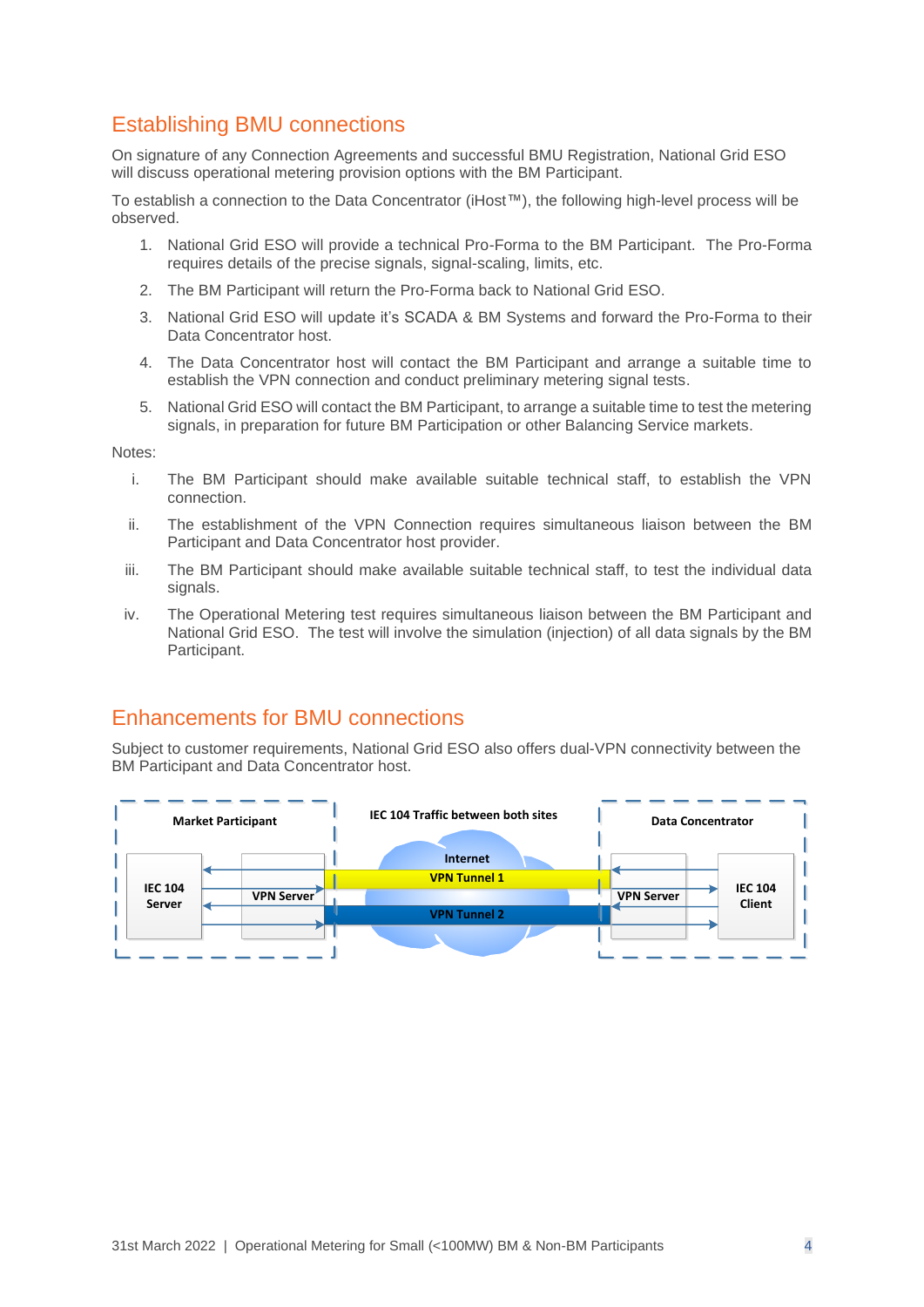## Establishing BMU connections

On signature of any Connection Agreements and successful BMU Registration, National Grid ESO will discuss operational metering provision options with the BM Participant.

To establish a connection to the Data Concentrator (iHost™), the following high-level process will be observed.

1. National Grid ESO will provide a technical Pro-Forma to the BM Participant. The Pro-Forma requires details of the precise signals, signal-scaling, limits, etc.
2. The BM Participant will return the Pro-Forma back to National Grid ESO.
3. National Grid ESO will update it's SCADA & BM Systems and forward the Pro-Forma to their Data Concentrator host.
4. The Data Concentrator host will contact the BM Participant and arrange a suitable time to establish the VPN connection and conduct preliminary metering signal tests.
5. National Grid ESO will contact the BM Participant, to arrange a suitable time to test the metering signals, in preparation for future BM Participation or other Balancing Service markets.

Notes:

i. The BM Participant should make available suitable technical staff, to establish the VPN connection.

ii. The establishment of the VPN Connection requires simultaneous liaison between the BM Participant and Data Concentrator host provider.

iii. The BM Participant should make available suitable technical staff, to test the individual data signals.

iv. The Operational Metering test requires simultaneous liaison between the BM Participant and National Grid ESO. The test will involve the simulation (injection) of all data signals by the BM Participant.

## Enhancements for BMU connections

Subject to customer requirements, National Grid ESO also offers dual-VPN connectivity between the BM Participant and Data Concentrator host.

**Market Participant** — IEC 104 Server — VPN Server

**IEC 104 Traffic between both sites** — Internet — VPN Tunnel 1 — VPN Tunnel 2

**Data Concentrator** — VPN Server — IEC 104 Client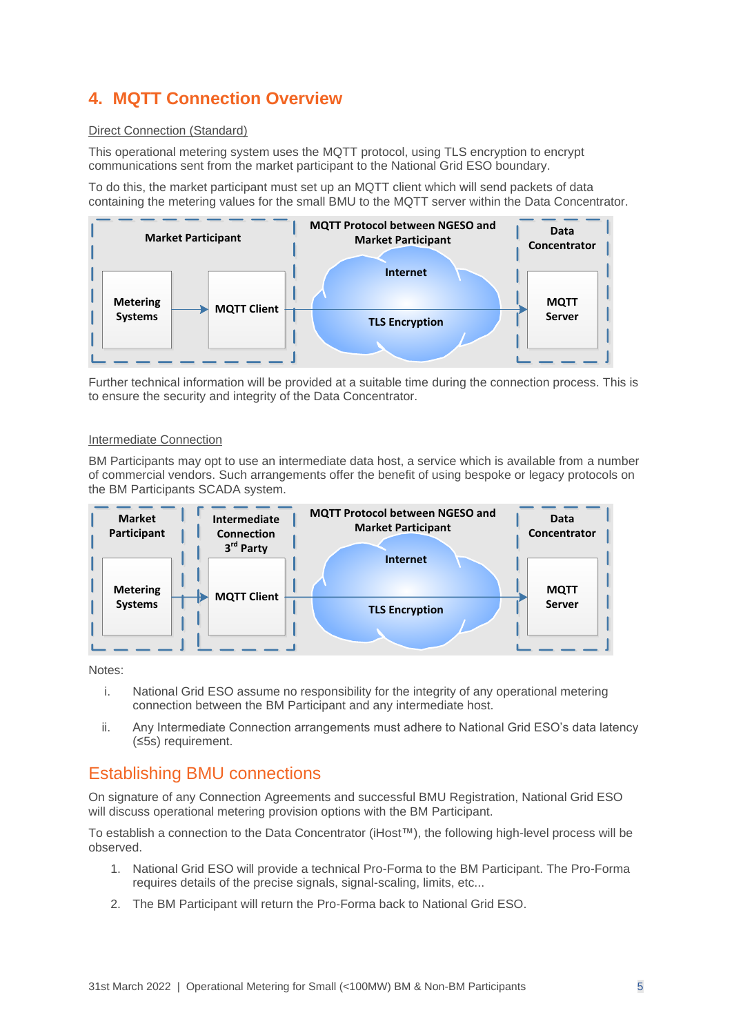# 4. MQTT Connection Overview

Direct Connection (Standard)

This operational metering system uses the MQTT protocol, using TLS encryption to encrypt communications sent from the market participant to the National Grid ESO boundary.

To do this, the market participant must set up an MQTT client which will send packets of data containing the metering values for the small BMU to the MQTT server within the Data Concentrator.

Further technical information will be provided at a suitable time during the connection process. This is to ensure the security and integrity of the Data Concentrator.

Intermediate Connection

BM Participants may opt to use an intermediate data host, a service which is available from a number of commercial vendors. Such arrangements offer the benefit of using bespoke or legacy protocols on the BM Participants SCADA system.

Notes:

i. National Grid ESO assume no responsibility for the integrity of any operational metering connection between the BM Participant and any intermediate host.

ii. Any Intermediate Connection arrangements must adhere to National Grid ESO's data latency (≤5s) requirement.

## Establishing BMU connections

On signature of any Connection Agreements and successful BMU Registration, National Grid ESO will discuss operational metering provision options with the BM Participant.

To establish a connection to the Data Concentrator (iHost™), the following high-level process will be observed.

1. National Grid ESO will provide a technical Pro-Forma to the BM Participant. The Pro-Forma requires details of the precise signals, signal-scaling, limits, etc...
2. The BM Participant will return the Pro-Forma back to National Grid ESO.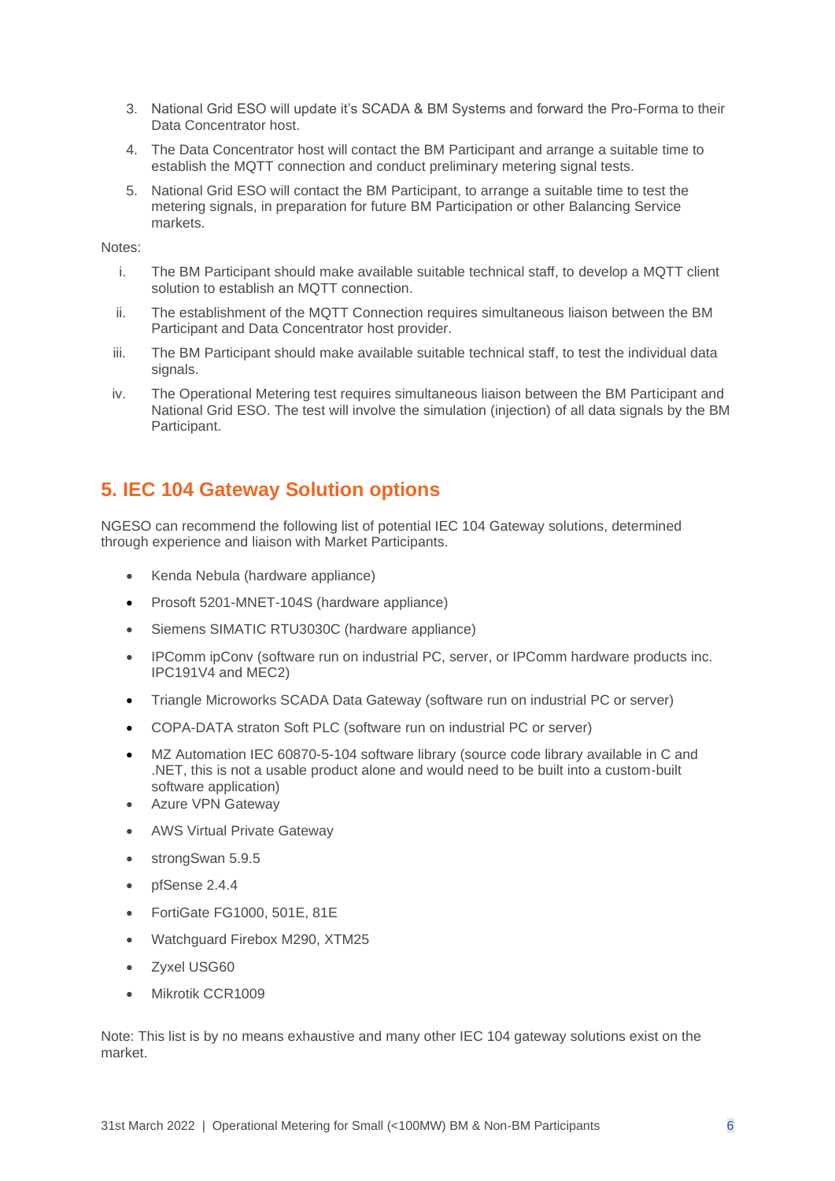3. National Grid ESO will update it's SCADA & BM Systems and forward the Pro-Forma to their Data Concentrator host.
4. The Data Concentrator host will contact the BM Participant and arrange a suitable time to establish the MQTT connection and conduct preliminary metering signal tests.
5. National Grid ESO will contact the BM Participant, to arrange a suitable time to test the metering signals, in preparation for future BM Participation or other Balancing Service markets.

Notes:

i. The BM Participant should make available suitable technical staff, to develop a MQTT client solution to establish an MQTT connection.

ii. The establishment of the MQTT Connection requires simultaneous liaison between the BM Participant and Data Concentrator host provider.

iii. The BM Participant should make available suitable technical staff, to test the individual data signals.

iv. The Operational Metering test requires simultaneous liaison between the BM Participant and National Grid ESO. The test will involve the simulation (injection) of all data signals by the BM Participant.

## 5. IEC 104 Gateway Solution options

NGESO can recommend the following list of potential IEC 104 Gateway solutions, determined through experience and liaison with Market Participants.

- Kenda Nebula (hardware appliance)
- Prosoft 5201-MNET-104S (hardware appliance)
- Siemens SIMATIC RTU3030C (hardware appliance)
- IPComm ipConv (software run on industrial PC, server, or IPComm hardware products inc. IPC191V4 and MEC2)
- Triangle Microworks SCADA Data Gateway (software run on industrial PC or server)
- COPA-DATA straton Soft PLC (software run on industrial PC or server)
- MZ Automation IEC 60870-5-104 software library (source code library available in C and .NET, this is not a usable product alone and would need to be built into a custom-built software application)
- Azure VPN Gateway
- AWS Virtual Private Gateway
- strongSwan 5.9.5
- pfSense 2.4.4
- FortiGate FG1000, 501E, 81E
- Watchguard Firebox M290, XTM25
- Zyxel USG60
- Mikrotik CCR1009

Note: This list is by no means exhaustive and many other IEC 104 gateway solutions exist on the market.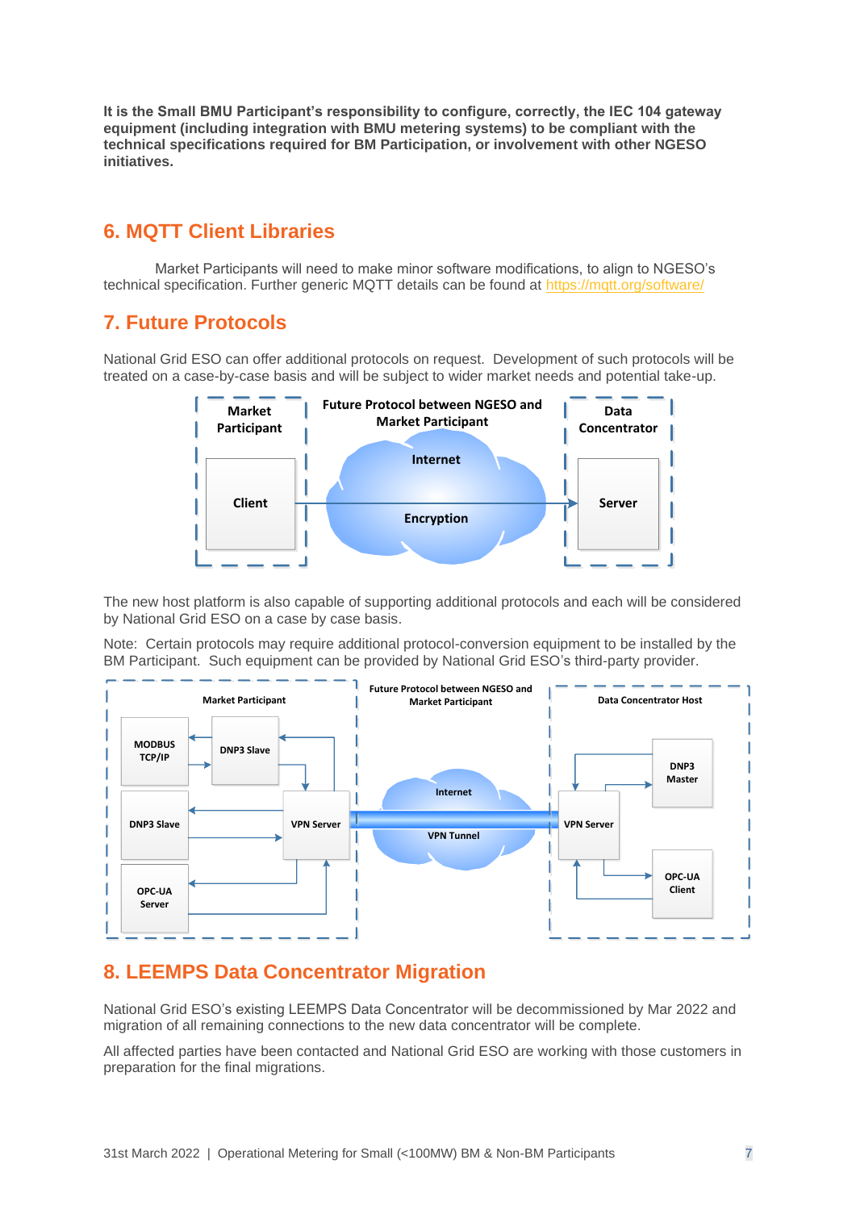**It is the Small BMU Participant's responsibility to configure, correctly, the IEC 104 gateway equipment (including integration with BMU metering systems) to be compliant with the technical specifications required for BM Participation, or involvement with other NGESO initiatives.**

## 6. MQTT Client Libraries

Market Participants will need to make minor software modifications, to align to NGESO's technical specification. Further generic MQTT details can be found at https://mqtt.org/software/

## 7. Future Protocols

National Grid ESO can offer additional protocols on request. Development of such protocols will be treated on a case-by-case basis and will be subject to wider market needs and potential take-up.

The new host platform is also capable of supporting additional protocols and each will be considered by National Grid ESO on a case by case basis.

Note: Certain protocols may require additional protocol-conversion equipment to be installed by the BM Participant. Such equipment can be provided by National Grid ESO's third-party provider.

## 8. LEEMPS Data Concentrator Migration

National Grid ESO's existing LEEMPS Data Concentrator will be decommissioned by Mar 2022 and migration of all remaining connections to the new data concentrator will be complete.

All affected parties have been contacted and National Grid ESO are working with those customers in preparation for the final migrations.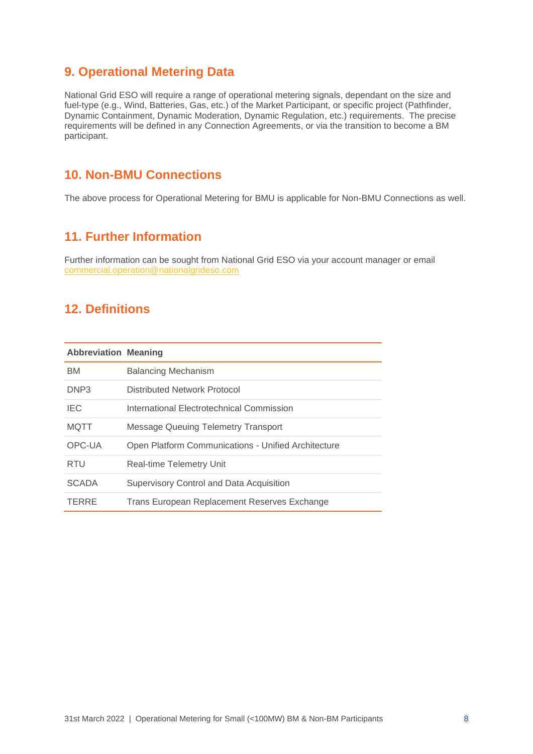## 9. Operational Metering Data

National Grid ESO will require a range of operational metering signals, dependant on the size and fuel-type (e.g., Wind, Batteries, Gas, etc.) of the Market Participant, or specific project (Pathfinder, Dynamic Containment, Dynamic Moderation, Dynamic Regulation, etc.) requirements. The precise requirements will be defined in any Connection Agreements, or via the transition to become a BM participant.

## 10. Non-BMU Connections

The above process for Operational Metering for BMU is applicable for Non-BMU Connections as well.

## 11. Further Information

Further information can be sought from National Grid ESO via your account manager or email commercial.operation@nationalgrideso.com

## 12. Definitions

| Abbreviation | Meaning |
|---|---|
| BM | Balancing Mechanism |
| DNP3 | Distributed Network Protocol |
| IEC | International Electrotechnical Commission |
| MQTT | Message Queuing Telemetry Transport |
| OPC-UA | Open Platform Communications - Unified Architecture |
| RTU | Real-time Telemetry Unit |
| SCADA | Supervisory Control and Data Acquisition |
| TERRE | Trans European Replacement Reserves Exchange |